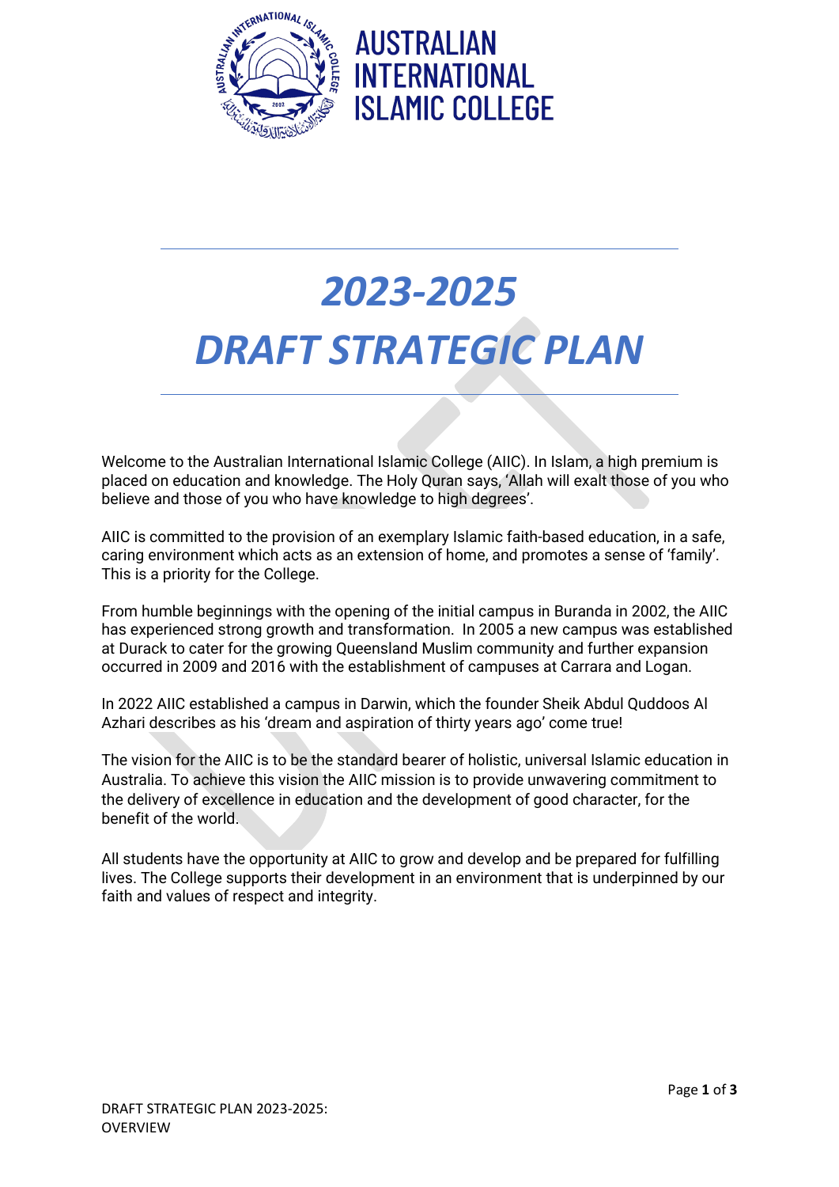AUSTRALIAN INTERNATIONAL ISLAMIC COLLEGE

# *2023-2025*
# *DRAFT STRATEGIC PLAN*

Welcome to the Australian International Islamic College (AIIC). In Islam, a high premium is placed on education and knowledge. The Holy Quran says, 'Allah will exalt those of you who believe and those of you who have knowledge to high degrees'.

AIIC is committed to the provision of an exemplary Islamic faith-based education, in a safe, caring environment which acts as an extension of home, and promotes a sense of 'family'. This is a priority for the College.

From humble beginnings with the opening of the initial campus in Buranda in 2002, the AIIC has experienced strong growth and transformation. In 2005 a new campus was established at Durack to cater for the growing Queensland Muslim community and further expansion occurred in 2009 and 2016 with the establishment of campuses at Carrara and Logan.

In 2022 AIIC established a campus in Darwin, which the founder Sheik Abdul Quddoos Al Azhari describes as his 'dream and aspiration of thirty years ago' come true!

The vision for the AIIC is to be the standard bearer of holistic, universal Islamic education in Australia. To achieve this vision the AIIC mission is to provide unwavering commitment to the delivery of excellence in education and the development of good character, for the benefit of the world.

All students have the opportunity at AIIC to grow and develop and be prepared for fulfilling lives. The College supports their development in an environment that is underpinned by our faith and values of respect and integrity.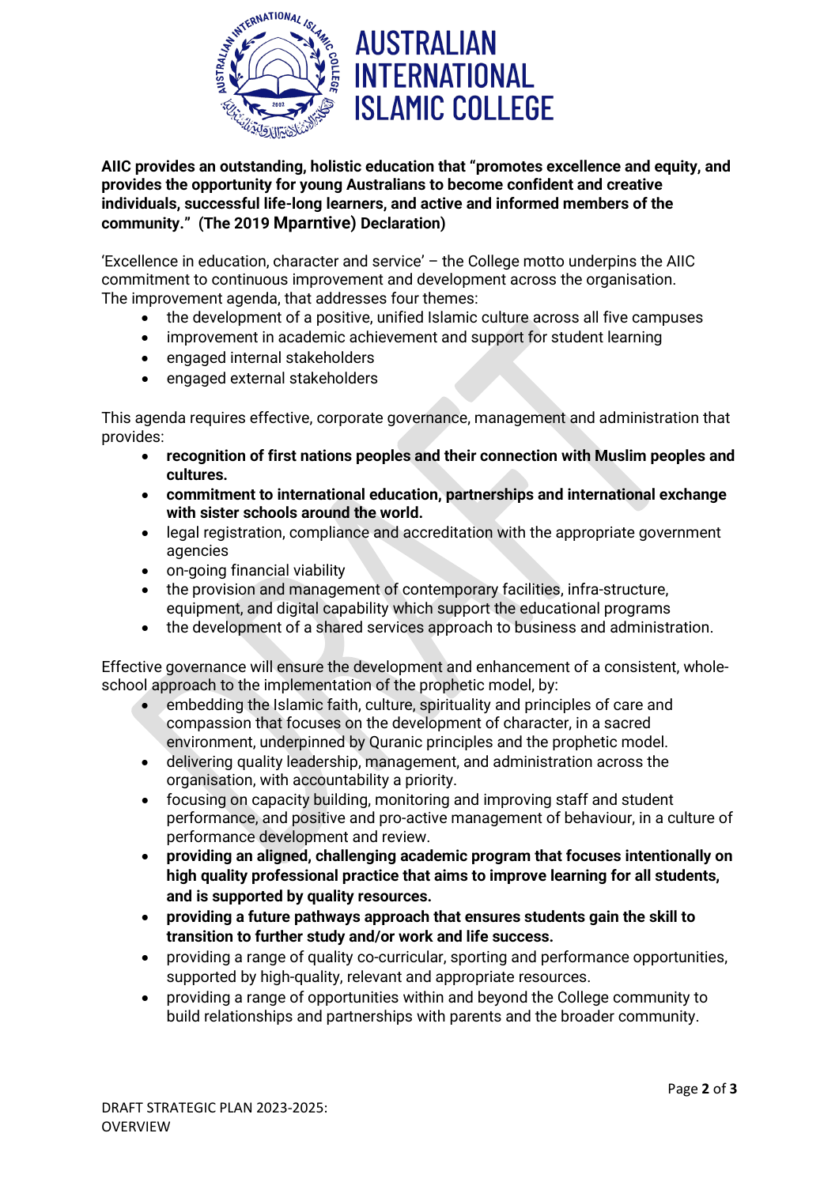# AUSTRALIAN INTERNATIONAL ISLAMIC COLLEGE

**AIIC provides an outstanding, holistic education that "promotes excellence and equity, and provides the opportunity for young Australians to become confident and creative individuals, successful life-long learners, and active and informed members of the community." (The 2019 Mparntive) Declaration)**

'Excellence in education, character and service' – the College motto underpins the AIIC commitment to continuous improvement and development across the organisation. The improvement agenda, that addresses four themes:

- the development of a positive, unified Islamic culture across all five campuses
- improvement in academic achievement and support for student learning
- engaged internal stakeholders
- engaged external stakeholders

This agenda requires effective, corporate governance, management and administration that provides:

- **recognition of first nations peoples and their connection with Muslim peoples and cultures.**
- **commitment to international education, partnerships and international exchange with sister schools around the world.**
- legal registration, compliance and accreditation with the appropriate government agencies
- on-going financial viability
- the provision and management of contemporary facilities, infra-structure, equipment, and digital capability which support the educational programs
- the development of a shared services approach to business and administration.

Effective governance will ensure the development and enhancement of a consistent, whole-school approach to the implementation of the prophetic model, by:

- embedding the Islamic faith, culture, spirituality and principles of care and compassion that focuses on the development of character, in a sacred environment, underpinned by Quranic principles and the prophetic model.
- delivering quality leadership, management, and administration across the organisation, with accountability a priority.
- focusing on capacity building, monitoring and improving staff and student performance, and positive and pro-active management of behaviour, in a culture of performance development and review.
- **providing an aligned, challenging academic program that focuses intentionally on high quality professional practice that aims to improve learning for all students, and is supported by quality resources.**
- **providing a future pathways approach that ensures students gain the skill to transition to further study and/or work and life success.**
- providing a range of quality co-curricular, sporting and performance opportunities, supported by high-quality, relevant and appropriate resources.
- providing a range of opportunities within and beyond the College community to build relationships and partnerships with parents and the broader community.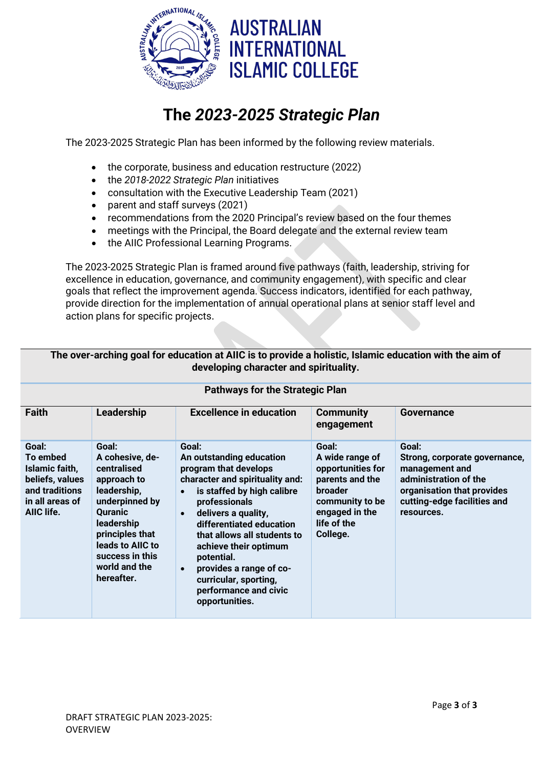AUSTRALIAN INTERNATIONAL ISLAMIC COLLEGE

# The *2023-2025 Strategic Plan*

The 2023-2025 Strategic Plan has been informed by the following review materials.

- the corporate, business and education restructure (2022)
- the *2018-2022 Strategic Plan* initiatives
- consultation with the Executive Leadership Team (2021)
- parent and staff surveys (2021)
- recommendations from the 2020 Principal's review based on the four themes
- meetings with the Principal, the Board delegate and the external review team
- the AIIC Professional Learning Programs.

The 2023-2025 Strategic Plan is framed around five pathways (faith, leadership, striving for excellence in education, governance, and community engagement), with specific and clear goals that reflect the improvement agenda. Success indicators, identified for each pathway, provide direction for the implementation of annual operational plans at senior staff level and action plans for specific projects.

**The over-arching goal for education at AIIC is to provide a holistic, Islamic education with the aim of developing character and spirituality.**

**Pathways for the Strategic Plan**

| Faith | Leadership | Excellence in education | Community engagement | Governance |
|---|---|---|---|---|
| **Goal:** **To embed Islamic faith, beliefs, values and traditions in all areas of AIIC life.** | **Goal:** **A cohesive, de-centralised approach to leadership, underpinned by Quranic leadership principles that leads to AIIC to success in this world and the hereafter.** | **Goal:** **An outstanding education program that develops character and spirituality and:** <br>• **is staffed by high calibre professionals** <br>• **delivers a quality, differentiated education that allows all students to achieve their optimum potential.** <br>• **provides a range of co-curricular, sporting, performance and civic opportunities.** | **Goal:** **A wide range of opportunities for parents and the broader community to be engaged in the life of the College.** | **Goal:** **Strong, corporate governance, management and administration of the organisation that provides cutting-edge facilities and resources.** |

DRAFT STRATEGIC PLAN 2023-2025: OVERVIEW